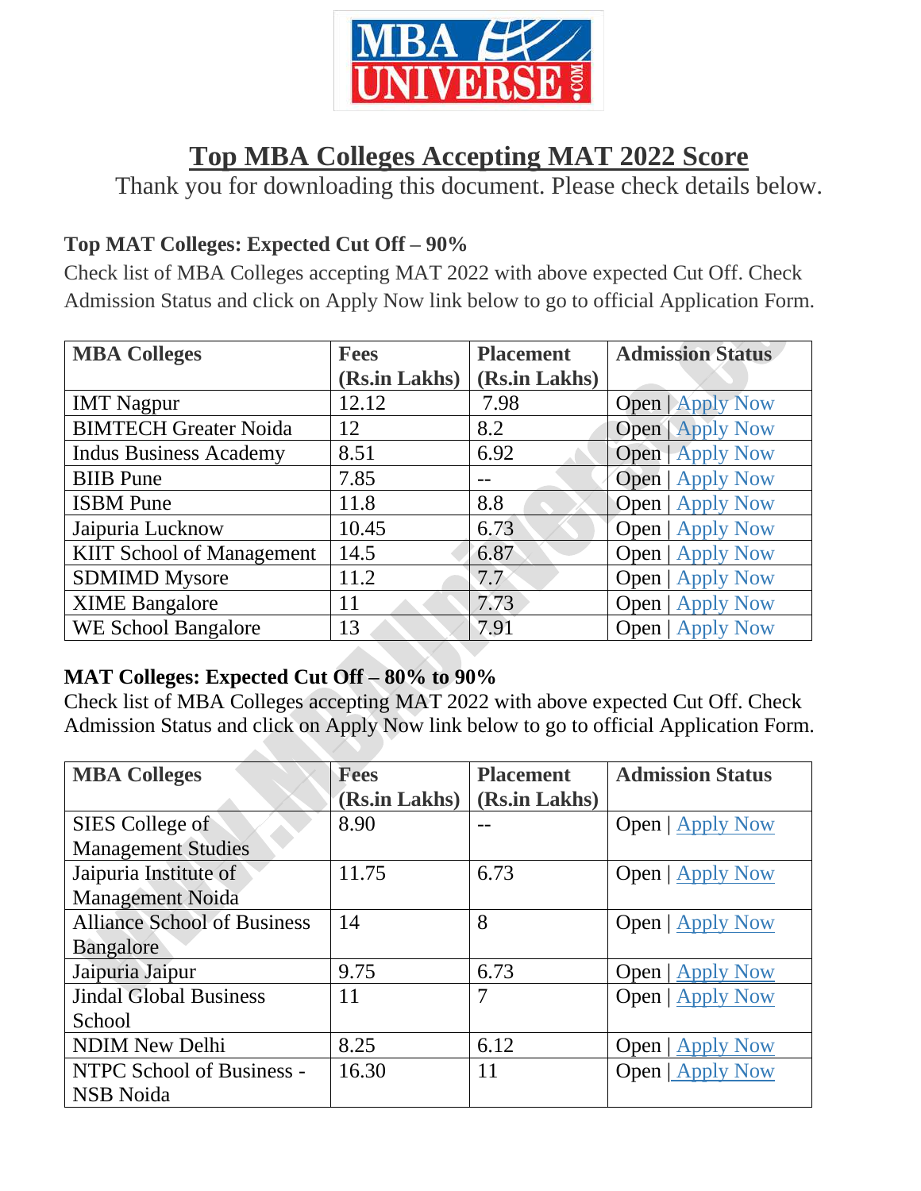# Top MBA Colleges Accepting MAT 2022 Score

Thank you for downloading this document. Please check details below.

### Top MAT Colleges: Expected Cut Off – 90%

Check list of MBA Colleges accepting MAT 2022 with above expected Cut Off. Check Admission Status and click on Apply Now link below to go to official Application Form.

| MBA Colleges | Fees (Rs.in Lakhs) | Placement (Rs.in Lakhs) | Admission Status |
|---|---|---|---|
| IMT Nagpur | 12.12 | 7.98 | Open \| Apply Now |
| BIMTECH Greater Noida | 12 | 8.2 | Open \| Apply Now |
| Indus Business Academy | 8.51 | 6.92 | Open \| Apply Now |
| BIIB Pune | 7.85 | -- | Open \| Apply Now |
| ISBM Pune | 11.8 | 8.8 | Open \| Apply Now |
| Jaipuria Lucknow | 10.45 | 6.73 | Open \| Apply Now |
| KIIT School of Management | 14.5 | 6.87 | Open \| Apply Now |
| SDMIMD Mysore | 11.2 | 7.7 | Open \| Apply Now |
| XIME Bangalore | 11 | 7.73 | Open \| Apply Now |
| WE School Bangalore | 13 | 7.91 | Open \| Apply Now |

### MAT Colleges: Expected Cut Off – 80% to 90%

Check list of MBA Colleges accepting MAT 2022 with above expected Cut Off. Check Admission Status and click on Apply Now link below to go to official Application Form.

| MBA Colleges | Fees (Rs.in Lakhs) | Placement (Rs.in Lakhs) | Admission Status |
|---|---|---|---|
| SIES College of Management Studies | 8.90 | -- | Open \| Apply Now |
| Jaipuria Institute of Management Noida | 11.75 | 6.73 | Open \| Apply Now |
| Alliance School of Business Bangalore | 14 | 8 | Open \| Apply Now |
| Jaipuria Jaipur | 9.75 | 6.73 | Open \| Apply Now |
| Jindal Global Business School | 11 | 7 | Open \| Apply Now |
| NDIM New Delhi | 8.25 | 6.12 | Open \| Apply Now |
| NTPC School of Business - NSB Noida | 16.30 | 11 | Open \| Apply Now |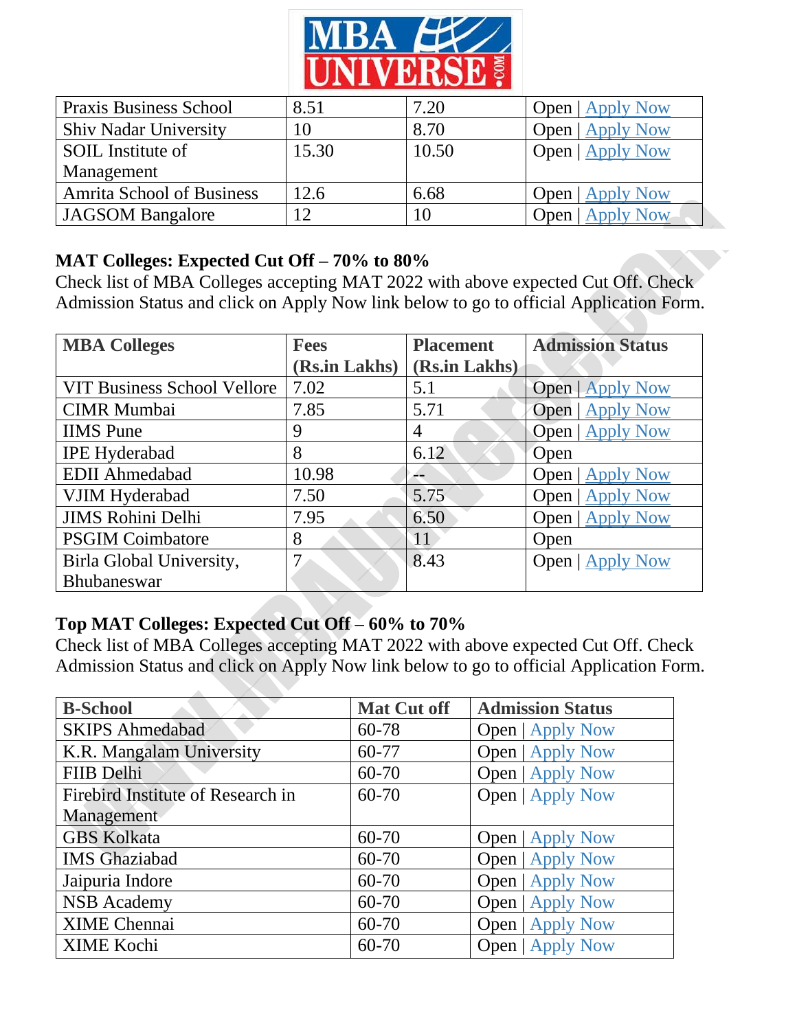| | | | |
|---|---|---|---|
| Praxis Business School | 8.51 | 7.20 | Open \| Apply Now |
| Shiv Nadar University | 10 | 8.70 | Open \| Apply Now |
| SOIL Institute of Management | 15.30 | 10.50 | Open \| Apply Now |
| Amrita School of Business | 12.6 | 6.68 | Open \| Apply Now |
| JAGSOM Bangalore | 12 | 10 | Open \| Apply Now |

**MAT Colleges: Expected Cut Off – 70% to 80%**

Check list of MBA Colleges accepting MAT 2022 with above expected Cut Off. Check Admission Status and click on Apply Now link below to go to official Application Form.

| MBA Colleges | Fees (Rs.in Lakhs) | Placement (Rs.in Lakhs) | Admission Status |
|---|---|---|---|
| VIT Business School Vellore | 7.02 | 5.1 | Open \| Apply Now |
| CIMR Mumbai | 7.85 | 5.71 | Open \| Apply Now |
| IIMS Pune | 9 | 4 | Open \| Apply Now |
| IPE Hyderabad | 8 | 6.12 | Open |
| EDII Ahmedabad | 10.98 | -- | Open \| Apply Now |
| VJIM Hyderabad | 7.50 | 5.75 | Open \| Apply Now |
| JIMS Rohini Delhi | 7.95 | 6.50 | Open \| Apply Now |
| PSGIM Coimbatore | 8 | 11 | Open |
| Birla Global University, Bhubaneswar | 7 | 8.43 | Open \| Apply Now |

**Top MAT Colleges: Expected Cut Off – 60% to 70%**

Check list of MBA Colleges accepting MAT 2022 with above expected Cut Off. Check Admission Status and click on Apply Now link below to go to official Application Form.

| B-School | Mat Cut off | Admission Status |
|---|---|---|
| SKIPS Ahmedabad | 60-78 | Open \| Apply Now |
| K.R. Mangalam University | 60-77 | Open \| Apply Now |
| FIIB Delhi | 60-70 | Open \| Apply Now |
| Firebird Institute of Research in Management | 60-70 | Open \| Apply Now |
| GBS Kolkata | 60-70 | Open \| Apply Now |
| IMS Ghaziabad | 60-70 | Open \| Apply Now |
| Jaipuria Indore | 60-70 | Open \| Apply Now |
| NSB Academy | 60-70 | Open \| Apply Now |
| XIME Chennai | 60-70 | Open \| Apply Now |
| XIME Kochi | 60-70 | Open \| Apply Now |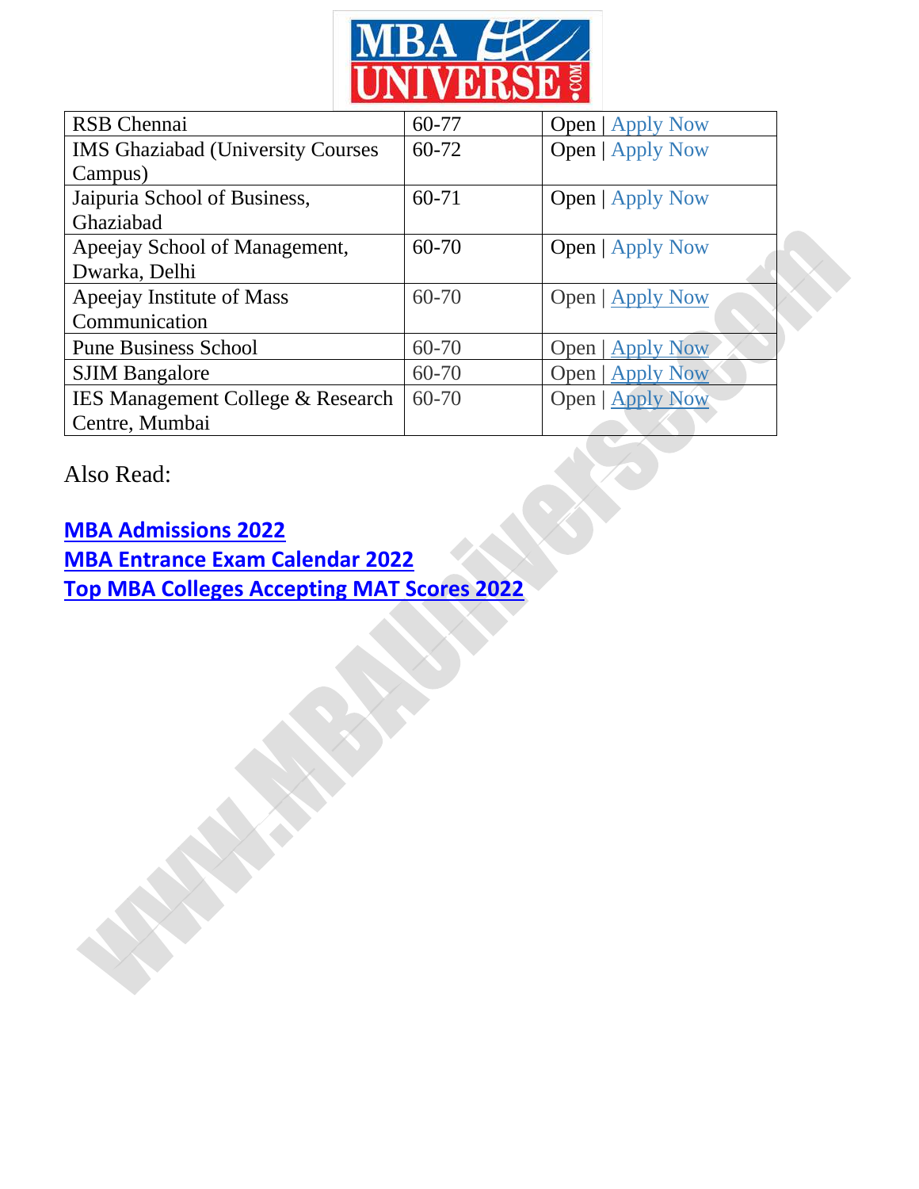| | | |
|---|---|---|
| RSB Chennai | 60-77 | Open \| Apply Now |
| IMS Ghaziabad (University Courses Campus) | 60-72 | Open \| Apply Now |
| Jaipuria School of Business, Ghaziabad | 60-71 | Open \| Apply Now |
| Apeejay School of Management, Dwarka, Delhi | 60-70 | Open \| Apply Now |
| Apeejay Institute of Mass Communication | 60-70 | Open \| Apply Now |
| Pune Business School | 60-70 | Open \| Apply Now |
| SJIM Bangalore | 60-70 | Open \| Apply Now |
| IES Management College & Research Centre, Mumbai | 60-70 | Open \| Apply Now |

Also Read:

**MBA Admissions 2022**
**MBA Entrance Exam Calendar 2022**
**Top MBA Colleges Accepting MAT Scores 2022**